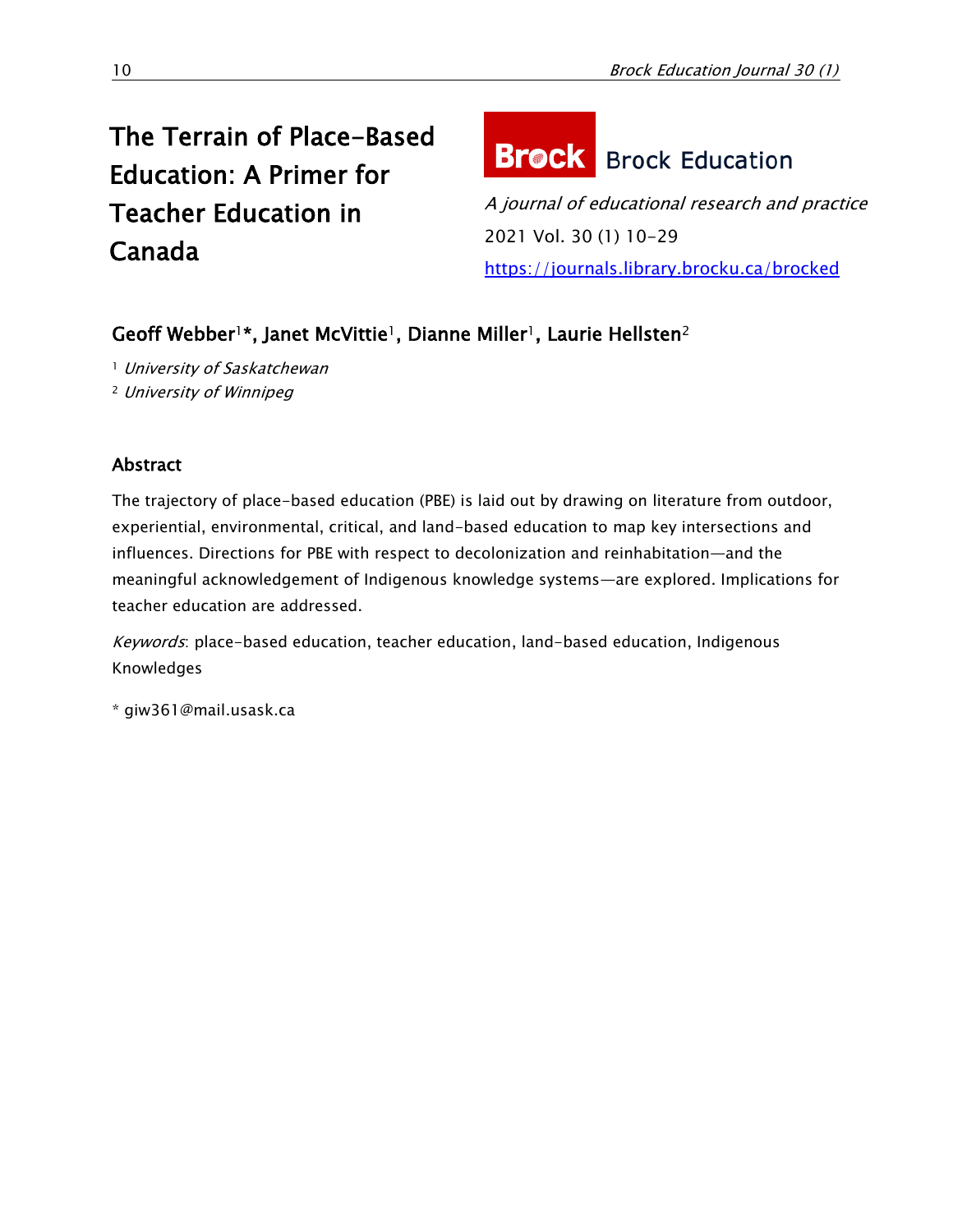# The Terrain of Place-Based Education: A Primer for Teacher Education in Canada

**Brock Education**

*A journal of educational research and practice*

2021 Vol. 30 (1) 10-29

https://journals.library.brocku.ca/brocked

**Geoff Webber[1]*, Janet McVittie[1], Dianne Miller[1], Laurie Hellsten[2]**

[1] *University of Saskatchewan*

[2] *University of Winnipeg*

## Abstract

The trajectory of place-based education (PBE) is laid out by drawing on literature from outdoor, experiential, environmental, critical, and land-based education to map key intersections and influences. Directions for PBE with respect to decolonization and reinhabitation—and the meaningful acknowledgement of Indigenous knowledge systems—are explored. Implications for teacher education are addressed.

*Keywords*: place-based education, teacher education, land-based education, Indigenous Knowledges

* giw361@mail.usask.ca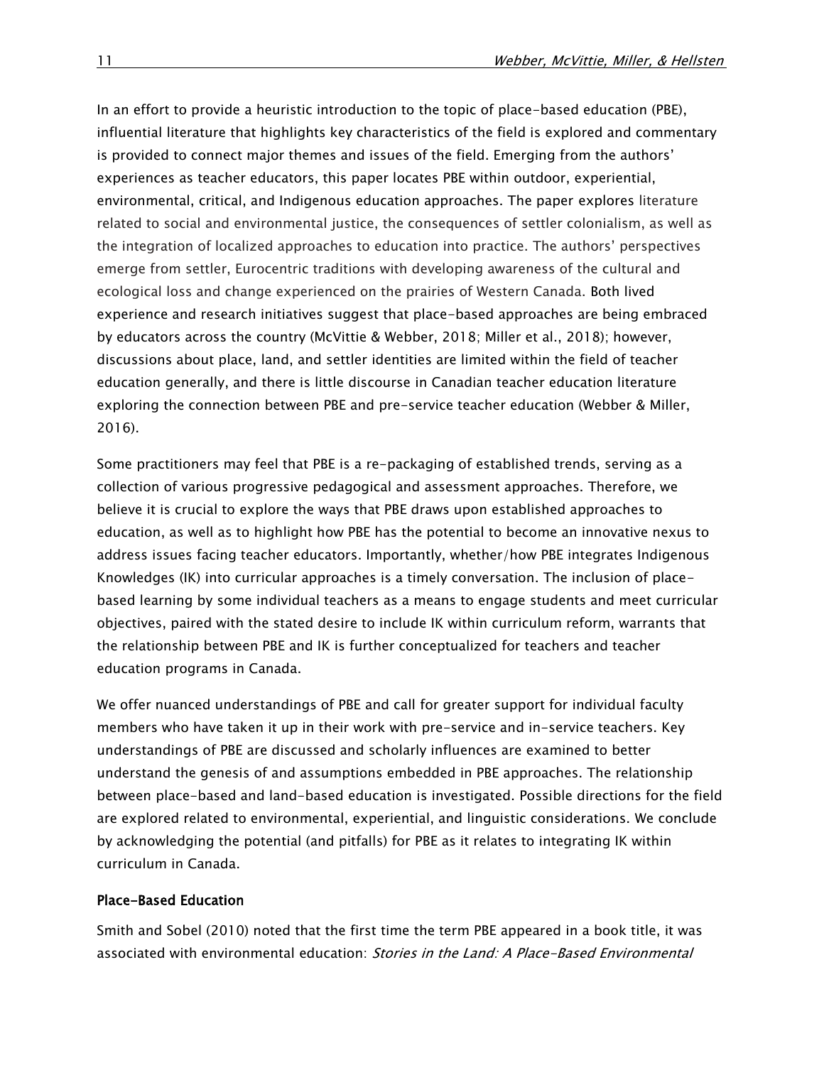In an effort to provide a heuristic introduction to the topic of place-based education (PBE), influential literature that highlights key characteristics of the field is explored and commentary is provided to connect major themes and issues of the field. Emerging from the authors' experiences as teacher educators, this paper locates PBE within outdoor, experiential, environmental, critical, and Indigenous education approaches. The paper explores literature related to social and environmental justice, the consequences of settler colonialism, as well as the integration of localized approaches to education into practice. The authors' perspectives emerge from settler, Eurocentric traditions with developing awareness of the cultural and ecological loss and change experienced on the prairies of Western Canada. Both lived experience and research initiatives suggest that place-based approaches are being embraced by educators across the country (McVittie & Webber, 2018; Miller et al., 2018); however, discussions about place, land, and settler identities are limited within the field of teacher education generally, and there is little discourse in Canadian teacher education literature exploring the connection between PBE and pre-service teacher education (Webber & Miller, 2016).

Some practitioners may feel that PBE is a re-packaging of established trends, serving as a collection of various progressive pedagogical and assessment approaches. Therefore, we believe it is crucial to explore the ways that PBE draws upon established approaches to education, as well as to highlight how PBE has the potential to become an innovative nexus to address issues facing teacher educators. Importantly, whether/how PBE integrates Indigenous Knowledges (IK) into curricular approaches is a timely conversation. The inclusion of place-based learning by some individual teachers as a means to engage students and meet curricular objectives, paired with the stated desire to include IK within curriculum reform, warrants that the relationship between PBE and IK is further conceptualized for teachers and teacher education programs in Canada.

We offer nuanced understandings of PBE and call for greater support for individual faculty members who have taken it up in their work with pre-service and in-service teachers. Key understandings of PBE are discussed and scholarly influences are examined to better understand the genesis of and assumptions embedded in PBE approaches. The relationship between place-based and land-based education is investigated. Possible directions for the field are explored related to environmental, experiential, and linguistic considerations. We conclude by acknowledging the potential (and pitfalls) for PBE as it relates to integrating IK within curriculum in Canada.

## Place-Based Education

Smith and Sobel (2010) noted that the first time the term PBE appeared in a book title, it was associated with environmental education: *Stories in the Land: A Place-Based Environmental*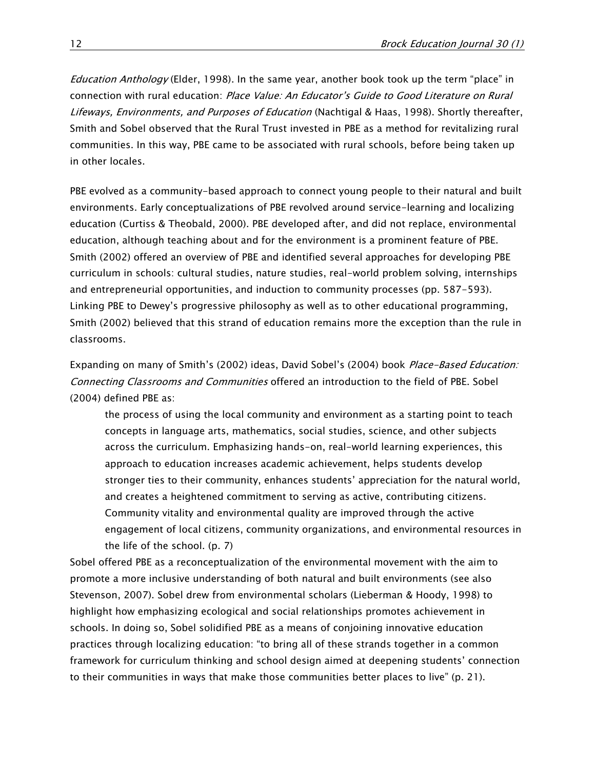*Education Anthology* (Elder, 1998). In the same year, another book took up the term "place" in connection with rural education: *Place Value: An Educator's Guide to Good Literature on Rural Lifeways, Environments, and Purposes of Education* (Nachtigal & Haas, 1998). Shortly thereafter, Smith and Sobel observed that the Rural Trust invested in PBE as a method for revitalizing rural communities. In this way, PBE came to be associated with rural schools, before being taken up in other locales.

PBE evolved as a community-based approach to connect young people to their natural and built environments. Early conceptualizations of PBE revolved around service-learning and localizing education (Curtiss & Theobald, 2000). PBE developed after, and did not replace, environmental education, although teaching about and for the environment is a prominent feature of PBE. Smith (2002) offered an overview of PBE and identified several approaches for developing PBE curriculum in schools: cultural studies, nature studies, real-world problem solving, internships and entrepreneurial opportunities, and induction to community processes (pp. 587-593). Linking PBE to Dewey's progressive philosophy as well as to other educational programming, Smith (2002) believed that this strand of education remains more the exception than the rule in classrooms.

Expanding on many of Smith's (2002) ideas, David Sobel's (2004) book *Place-Based Education: Connecting Classrooms and Communities* offered an introduction to the field of PBE. Sobel (2004) defined PBE as:

> the process of using the local community and environment as a starting point to teach concepts in language arts, mathematics, social studies, science, and other subjects across the curriculum. Emphasizing hands-on, real-world learning experiences, this approach to education increases academic achievement, helps students develop stronger ties to their community, enhances students' appreciation for the natural world, and creates a heightened commitment to serving as active, contributing citizens. Community vitality and environmental quality are improved through the active engagement of local citizens, community organizations, and environmental resources in the life of the school. (p. 7)

Sobel offered PBE as a reconceptualization of the environmental movement with the aim to promote a more inclusive understanding of both natural and built environments (see also Stevenson, 2007). Sobel drew from environmental scholars (Lieberman & Hoody, 1998) to highlight how emphasizing ecological and social relationships promotes achievement in schools. In doing so, Sobel solidified PBE as a means of conjoining innovative education practices through localizing education: "to bring all of these strands together in a common framework for curriculum thinking and school design aimed at deepening students' connection to their communities in ways that make those communities better places to live" (p. 21).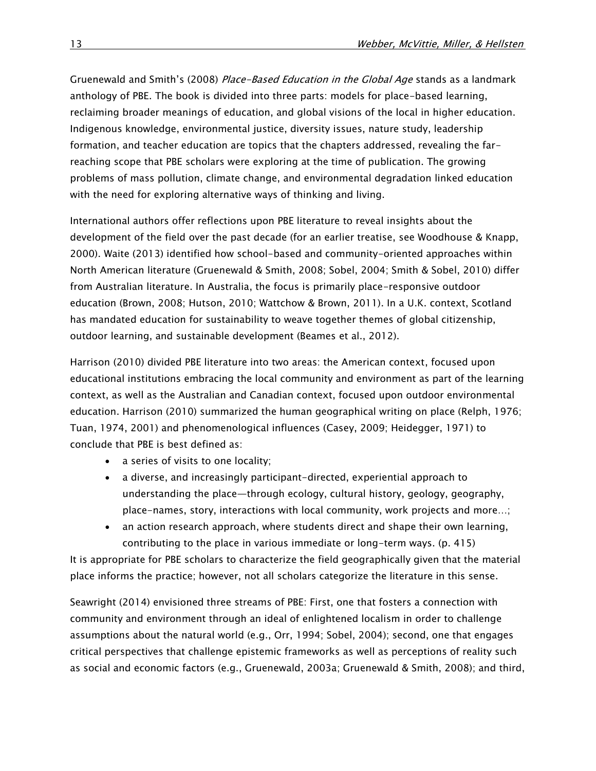Gruenewald and Smith's (2008) *Place-Based Education in the Global Age* stands as a landmark anthology of PBE. The book is divided into three parts: models for place-based learning, reclaiming broader meanings of education, and global visions of the local in higher education. Indigenous knowledge, environmental justice, diversity issues, nature study, leadership formation, and teacher education are topics that the chapters addressed, revealing the far-reaching scope that PBE scholars were exploring at the time of publication. The growing problems of mass pollution, climate change, and environmental degradation linked education with the need for exploring alternative ways of thinking and living.

International authors offer reflections upon PBE literature to reveal insights about the development of the field over the past decade (for an earlier treatise, see Woodhouse & Knapp, 2000). Waite (2013) identified how school-based and community-oriented approaches within North American literature (Gruenewald & Smith, 2008; Sobel, 2004; Smith & Sobel, 2010) differ from Australian literature. In Australia, the focus is primarily place-responsive outdoor education (Brown, 2008; Hutson, 2010; Wattchow & Brown, 2011). In a U.K. context, Scotland has mandated education for sustainability to weave together themes of global citizenship, outdoor learning, and sustainable development (Beames et al., 2012).

Harrison (2010) divided PBE literature into two areas: the American context, focused upon educational institutions embracing the local community and environment as part of the learning context, as well as the Australian and Canadian context, focused upon outdoor environmental education. Harrison (2010) summarized the human geographical writing on place (Relph, 1976; Tuan, 1974, 2001) and phenomenological influences (Casey, 2009; Heidegger, 1971) to conclude that PBE is best defined as:

- a series of visits to one locality;
- a diverse, and increasingly participant-directed, experiential approach to understanding the place—through ecology, cultural history, geology, geography, place-names, story, interactions with local community, work projects and more…;
- an action research approach, where students direct and shape their own learning, contributing to the place in various immediate or long-term ways. (p. 415)

It is appropriate for PBE scholars to characterize the field geographically given that the material place informs the practice; however, not all scholars categorize the literature in this sense.

Seawright (2014) envisioned three streams of PBE: First, one that fosters a connection with community and environment through an ideal of enlightened localism in order to challenge assumptions about the natural world (e.g., Orr, 1994; Sobel, 2004); second, one that engages critical perspectives that challenge epistemic frameworks as well as perceptions of reality such as social and economic factors (e.g., Gruenewald, 2003a; Gruenewald & Smith, 2008); and third,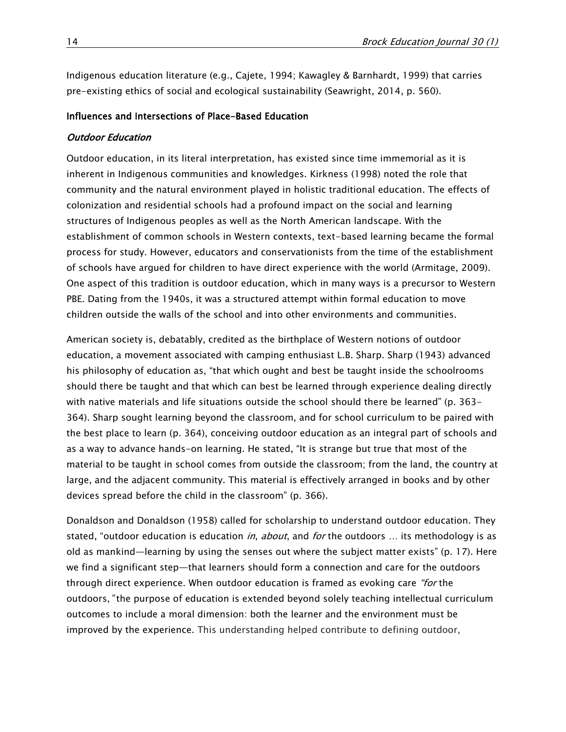Indigenous education literature (e.g., Cajete, 1994; Kawagley & Barnhardt, 1999) that carries pre-existing ethics of social and ecological sustainability (Seawright, 2014, p. 560).

## Influences and Intersections of Place-Based Education

### *Outdoor Education*

Outdoor education, in its literal interpretation, has existed since time immemorial as it is inherent in Indigenous communities and knowledges. Kirkness (1998) noted the role that community and the natural environment played in holistic traditional education. The effects of colonization and residential schools had a profound impact on the social and learning structures of Indigenous peoples as well as the North American landscape. With the establishment of common schools in Western contexts, text-based learning became the formal process for study. However, educators and conservationists from the time of the establishment of schools have argued for children to have direct experience with the world (Armitage, 2009). One aspect of this tradition is outdoor education, which in many ways is a precursor to Western PBE. Dating from the 1940s, it was a structured attempt within formal education to move children outside the walls of the school and into other environments and communities.

American society is, debatably, credited as the birthplace of Western notions of outdoor education, a movement associated with camping enthusiast L.B. Sharp. Sharp (1943) advanced his philosophy of education as, "that which ought and best be taught inside the schoolrooms should there be taught and that which can best be learned through experience dealing directly with native materials and life situations outside the school should there be learned" (p. 363-364). Sharp sought learning beyond the classroom, and for school curriculum to be paired with the best place to learn (p. 364), conceiving outdoor education as an integral part of schools and as a way to advance hands-on learning. He stated, "It is strange but true that most of the material to be taught in school comes from outside the classroom; from the land, the country at large, and the adjacent community. This material is effectively arranged in books and by other devices spread before the child in the classroom" (p. 366).

Donaldson and Donaldson (1958) called for scholarship to understand outdoor education. They stated, "outdoor education is education *in*, *about*, and *for* the outdoors … its methodology is as old as mankind—learning by using the senses out where the subject matter exists" (p. 17). Here we find a significant step—that learners should form a connection and care for the outdoors through direct experience. When outdoor education is framed as evoking care *"for* the outdoors,*"* the purpose of education is extended beyond solely teaching intellectual curriculum outcomes to include a moral dimension: both the learner and the environment must be improved by the experience. This understanding helped contribute to defining outdoor,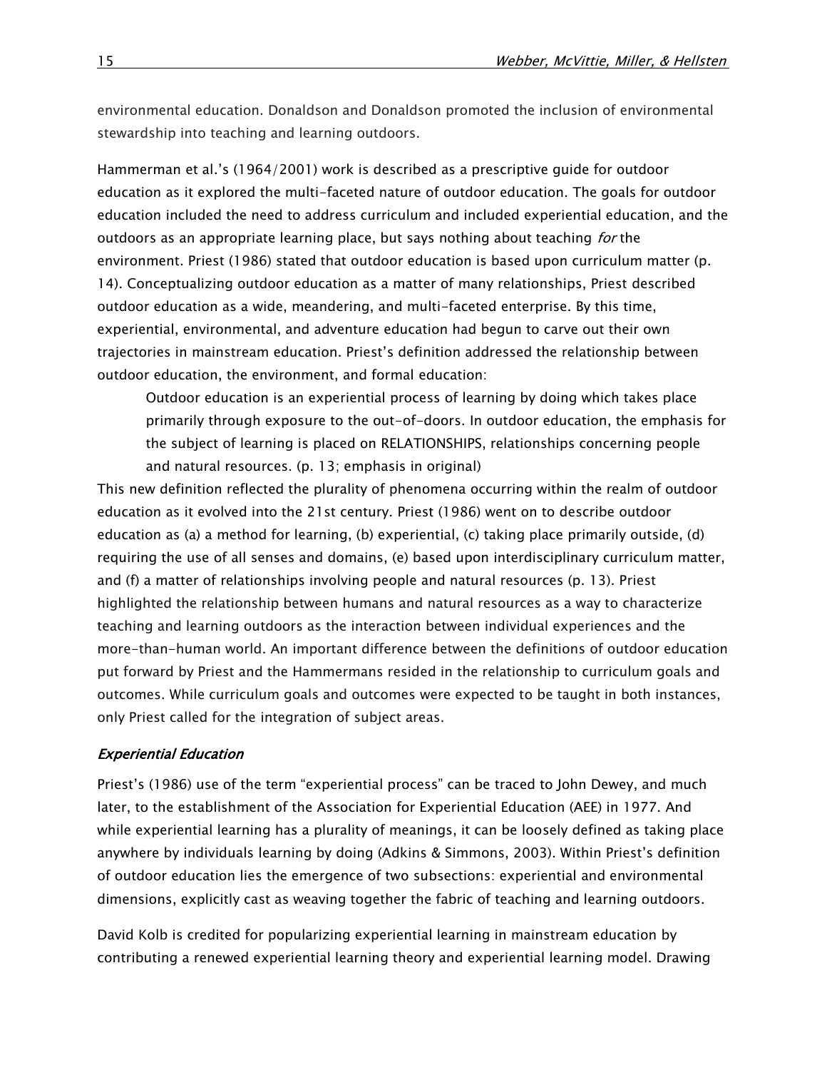environmental education. Donaldson and Donaldson promoted the inclusion of environmental stewardship into teaching and learning outdoors.

Hammerman et al.'s (1964/2001) work is described as a prescriptive guide for outdoor education as it explored the multi-faceted nature of outdoor education. The goals for outdoor education included the need to address curriculum and included experiential education, and the outdoors as an appropriate learning place, but says nothing about teaching *for* the environment. Priest (1986) stated that outdoor education is based upon curriculum matter (p. 14). Conceptualizing outdoor education as a matter of many relationships, Priest described outdoor education as a wide, meandering, and multi-faceted enterprise. By this time, experiential, environmental, and adventure education had begun to carve out their own trajectories in mainstream education. Priest's definition addressed the relationship between outdoor education, the environment, and formal education:

> Outdoor education is an experiential process of learning by doing which takes place primarily through exposure to the out-of-doors. In outdoor education, the emphasis for the subject of learning is placed on RELATIONSHIPS, relationships concerning people and natural resources. (p. 13; emphasis in original)

This new definition reflected the plurality of phenomena occurring within the realm of outdoor education as it evolved into the 21st century. Priest (1986) went on to describe outdoor education as (a) a method for learning, (b) experiential, (c) taking place primarily outside, (d) requiring the use of all senses and domains, (e) based upon interdisciplinary curriculum matter, and (f) a matter of relationships involving people and natural resources (p. 13). Priest highlighted the relationship between humans and natural resources as a way to characterize teaching and learning outdoors as the interaction between individual experiences and the more-than-human world. An important difference between the definitions of outdoor education put forward by Priest and the Hammermans resided in the relationship to curriculum goals and outcomes. While curriculum goals and outcomes were expected to be taught in both instances, only Priest called for the integration of subject areas.

### *Experiential Education*

Priest's (1986) use of the term "experiential process" can be traced to John Dewey, and much later, to the establishment of the Association for Experiential Education (AEE) in 1977. And while experiential learning has a plurality of meanings, it can be loosely defined as taking place anywhere by individuals learning by doing (Adkins & Simmons, 2003). Within Priest's definition of outdoor education lies the emergence of two subsections: experiential and environmental dimensions, explicitly cast as weaving together the fabric of teaching and learning outdoors.

David Kolb is credited for popularizing experiential learning in mainstream education by contributing a renewed experiential learning theory and experiential learning model. Drawing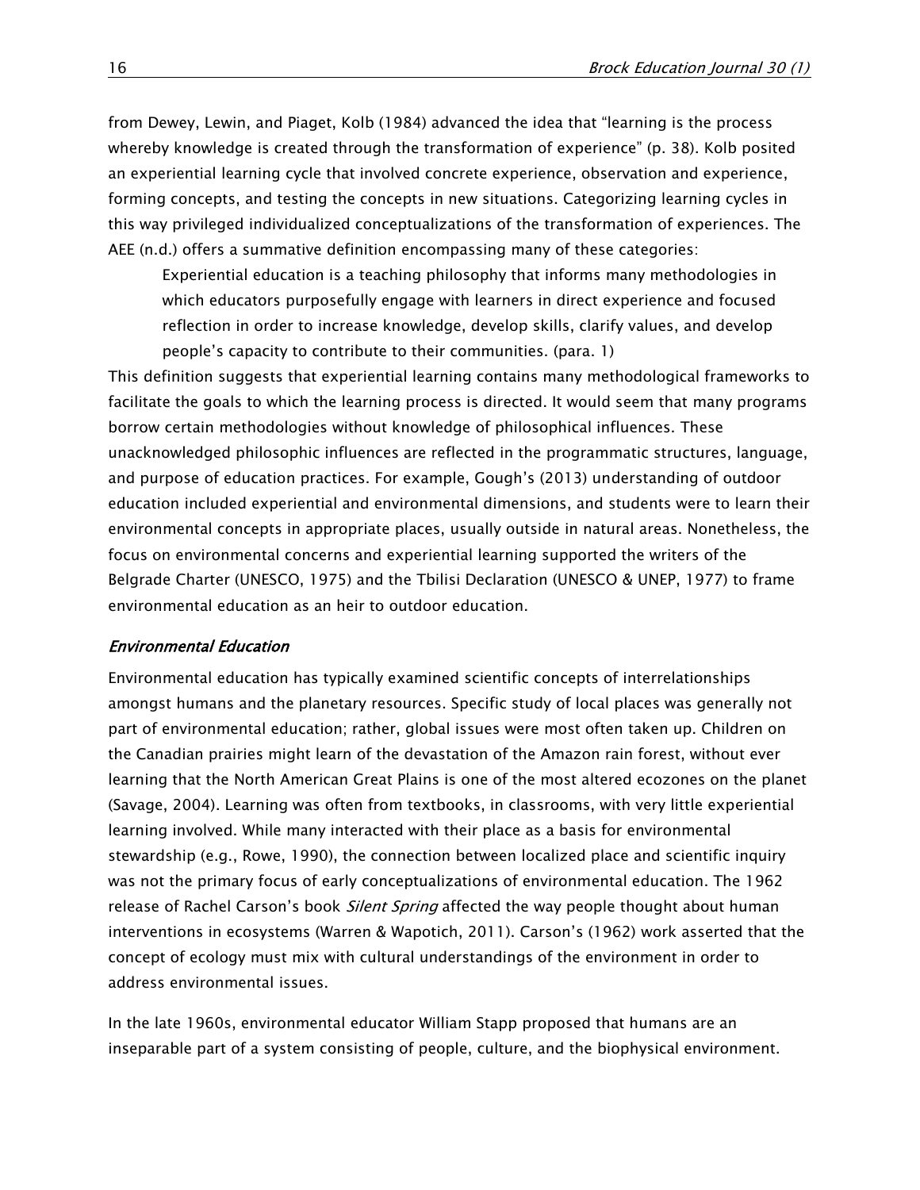from Dewey, Lewin, and Piaget, Kolb (1984) advanced the idea that "learning is the process whereby knowledge is created through the transformation of experience" (p. 38). Kolb posited an experiential learning cycle that involved concrete experience, observation and experience, forming concepts, and testing the concepts in new situations. Categorizing learning cycles in this way privileged individualized conceptualizations of the transformation of experiences. The AEE (n.d.) offers a summative definition encompassing many of these categories:

> Experiential education is a teaching philosophy that informs many methodologies in which educators purposefully engage with learners in direct experience and focused reflection in order to increase knowledge, develop skills, clarify values, and develop people's capacity to contribute to their communities. (para. 1)

This definition suggests that experiential learning contains many methodological frameworks to facilitate the goals to which the learning process is directed. It would seem that many programs borrow certain methodologies without knowledge of philosophical influences. These unacknowledged philosophic influences are reflected in the programmatic structures, language, and purpose of education practices. For example, Gough's (2013) understanding of outdoor education included experiential and environmental dimensions, and students were to learn their environmental concepts in appropriate places, usually outside in natural areas. Nonetheless, the focus on environmental concerns and experiential learning supported the writers of the Belgrade Charter (UNESCO, 1975) and the Tbilisi Declaration (UNESCO & UNEP, 1977) to frame environmental education as an heir to outdoor education.

### *Environmental Education*

Environmental education has typically examined scientific concepts of interrelationships amongst humans and the planetary resources. Specific study of local places was generally not part of environmental education; rather, global issues were most often taken up. Children on the Canadian prairies might learn of the devastation of the Amazon rain forest, without ever learning that the North American Great Plains is one of the most altered ecozones on the planet (Savage, 2004). Learning was often from textbooks, in classrooms, with very little experiential learning involved. While many interacted with their place as a basis for environmental stewardship (e.g., Rowe, 1990), the connection between localized place and scientific inquiry was not the primary focus of early conceptualizations of environmental education. The 1962 release of Rachel Carson's book *Silent Spring* affected the way people thought about human interventions in ecosystems (Warren & Wapotich, 2011). Carson's (1962) work asserted that the concept of ecology must mix with cultural understandings of the environment in order to address environmental issues.

In the late 1960s, environmental educator William Stapp proposed that humans are an inseparable part of a system consisting of people, culture, and the biophysical environment.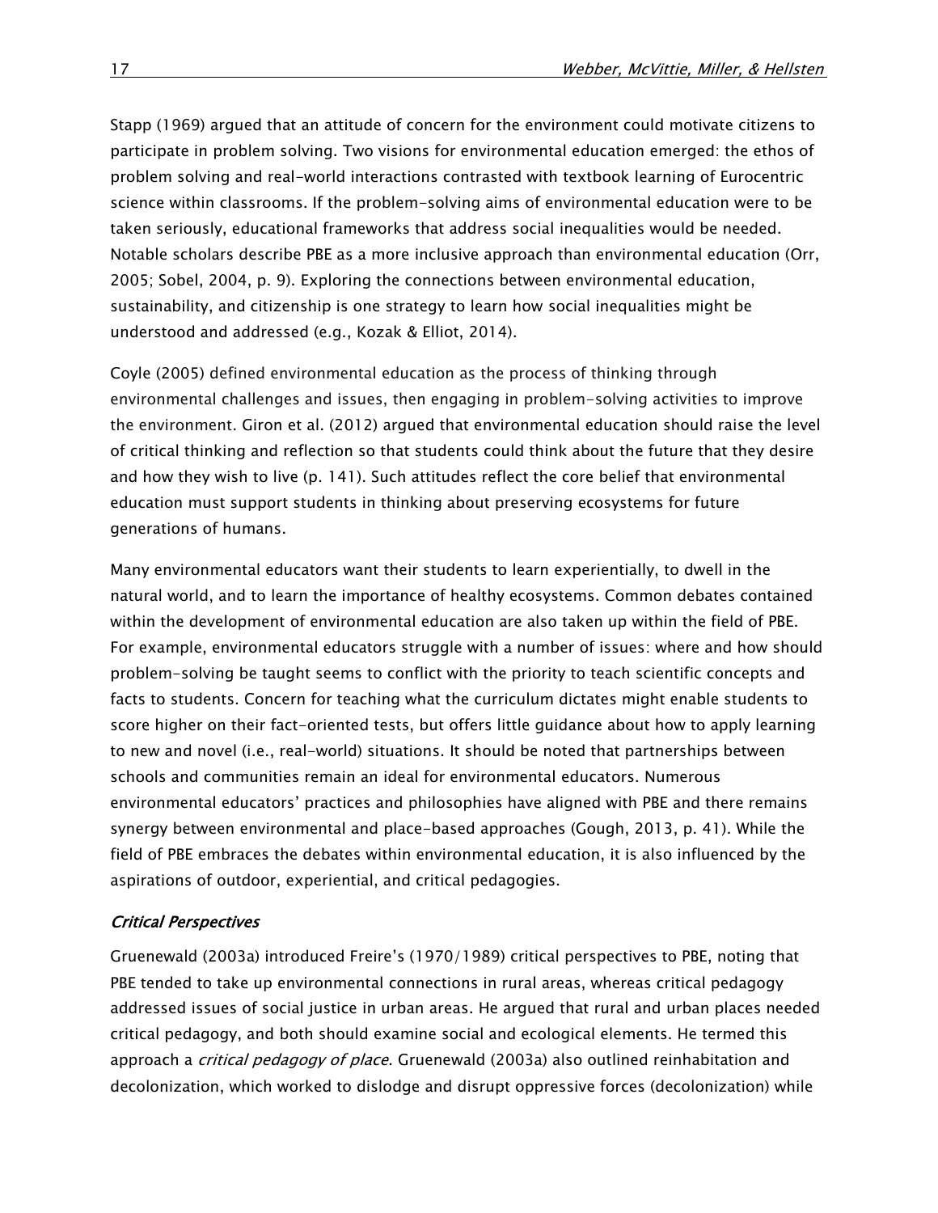Stapp (1969) argued that an attitude of concern for the environment could motivate citizens to participate in problem solving. Two visions for environmental education emerged: the ethos of problem solving and real-world interactions contrasted with textbook learning of Eurocentric science within classrooms. If the problem-solving aims of environmental education were to be taken seriously, educational frameworks that address social inequalities would be needed. Notable scholars describe PBE as a more inclusive approach than environmental education (Orr, 2005; Sobel, 2004, p. 9). Exploring the connections between environmental education, sustainability, and citizenship is one strategy to learn how social inequalities might be understood and addressed (e.g., Kozak & Elliot, 2014).

Coyle (2005) defined environmental education as the process of thinking through environmental challenges and issues, then engaging in problem-solving activities to improve the environment. Giron et al. (2012) argued that environmental education should raise the level of critical thinking and reflection so that students could think about the future that they desire and how they wish to live (p. 141). Such attitudes reflect the core belief that environmental education must support students in thinking about preserving ecosystems for future generations of humans.

Many environmental educators want their students to learn experientially, to dwell in the natural world, and to learn the importance of healthy ecosystems. Common debates contained within the development of environmental education are also taken up within the field of PBE. For example, environmental educators struggle with a number of issues: where and how should problem-solving be taught seems to conflict with the priority to teach scientific concepts and facts to students. Concern for teaching what the curriculum dictates might enable students to score higher on their fact-oriented tests, but offers little guidance about how to apply learning to new and novel (i.e., real-world) situations. It should be noted that partnerships between schools and communities remain an ideal for environmental educators. Numerous environmental educators' practices and philosophies have aligned with PBE and there remains synergy between environmental and place-based approaches (Gough, 2013, p. 41). While the field of PBE embraces the debates within environmental education, it is also influenced by the aspirations of outdoor, experiential, and critical pedagogies.

### *Critical Perspectives*

Gruenewald (2003a) introduced Freire's (1970/1989) critical perspectives to PBE, noting that PBE tended to take up environmental connections in rural areas, whereas critical pedagogy addressed issues of social justice in urban areas. He argued that rural and urban places needed critical pedagogy, and both should examine social and ecological elements. He termed this approach a *critical pedagogy of place*. Gruenewald (2003a) also outlined reinhabitation and decolonization, which worked to dislodge and disrupt oppressive forces (decolonization) while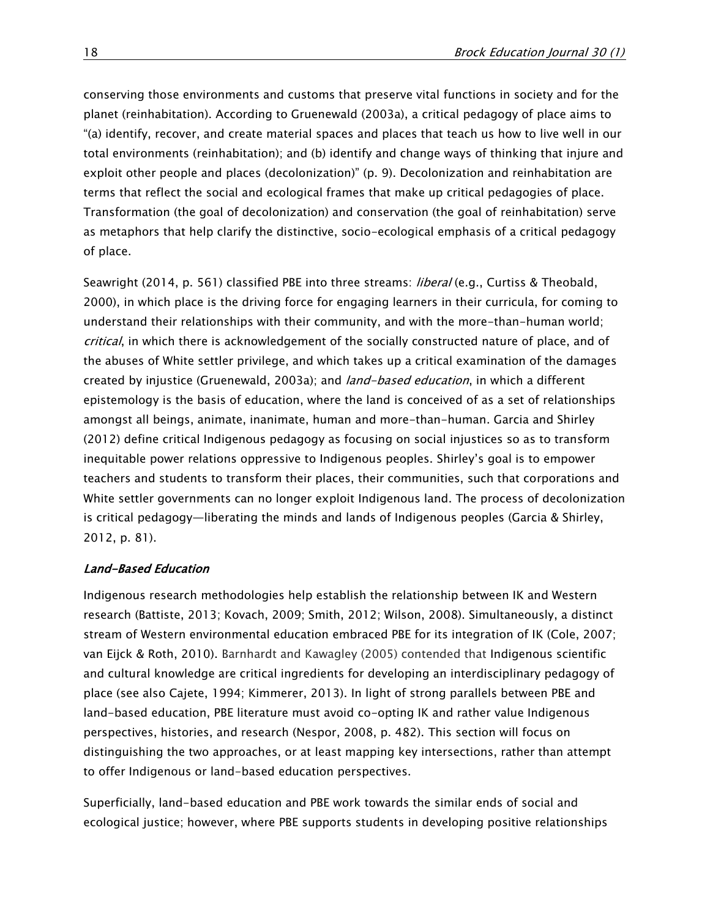conserving those environments and customs that preserve vital functions in society and for the planet (reinhabitation). According to Gruenewald (2003a), a critical pedagogy of place aims to "(a) identify, recover, and create material spaces and places that teach us how to live well in our total environments (reinhabitation); and (b) identify and change ways of thinking that injure and exploit other people and places (decolonization)" (p. 9). Decolonization and reinhabitation are terms that reflect the social and ecological frames that make up critical pedagogies of place. Transformation (the goal of decolonization) and conservation (the goal of reinhabitation) serve as metaphors that help clarify the distinctive, socio-ecological emphasis of a critical pedagogy of place.

Seawright (2014, p. 561) classified PBE into three streams: *liberal* (e.g., Curtiss & Theobald, 2000), in which place is the driving force for engaging learners in their curricula, for coming to understand their relationships with their community, and with the more-than-human world; *critical*, in which there is acknowledgement of the socially constructed nature of place, and of the abuses of White settler privilege, and which takes up a critical examination of the damages created by injustice (Gruenewald, 2003a); and *land-based education*, in which a different epistemology is the basis of education, where the land is conceived of as a set of relationships amongst all beings, animate, inanimate, human and more-than-human. Garcia and Shirley (2012) define critical Indigenous pedagogy as focusing on social injustices so as to transform inequitable power relations oppressive to Indigenous peoples. Shirley's goal is to empower teachers and students to transform their places, their communities, such that corporations and White settler governments can no longer exploit Indigenous land. The process of decolonization is critical pedagogy—liberating the minds and lands of Indigenous peoples (Garcia & Shirley, 2012, p. 81).

### *Land-Based Education*

Indigenous research methodologies help establish the relationship between IK and Western research (Battiste, 2013; Kovach, 2009; Smith, 2012; Wilson, 2008). Simultaneously, a distinct stream of Western environmental education embraced PBE for its integration of IK (Cole, 2007; van Eijck & Roth, 2010). Barnhardt and Kawagley (2005) contended that Indigenous scientific and cultural knowledge are critical ingredients for developing an interdisciplinary pedagogy of place (see also Cajete, 1994; Kimmerer, 2013). In light of strong parallels between PBE and land-based education, PBE literature must avoid co-opting IK and rather value Indigenous perspectives, histories, and research (Nespor, 2008, p. 482). This section will focus on distinguishing the two approaches, or at least mapping key intersections, rather than attempt to offer Indigenous or land-based education perspectives.

Superficially, land-based education and PBE work towards the similar ends of social and ecological justice; however, where PBE supports students in developing positive relationships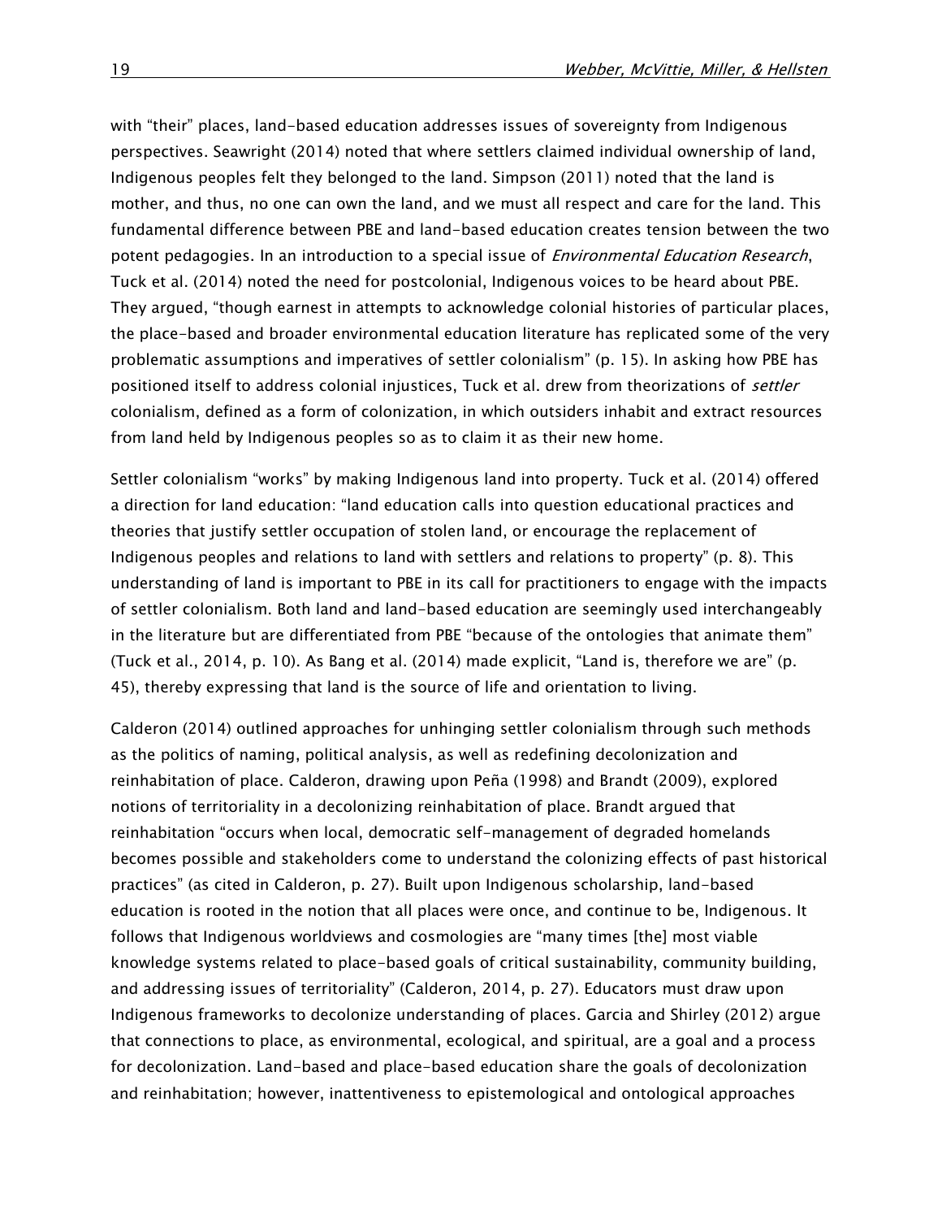with “their” places, land-based education addresses issues of sovereignty from Indigenous perspectives. Seawright (2014) noted that where settlers claimed individual ownership of land, Indigenous peoples felt they belonged to the land. Simpson (2011) noted that the land is mother, and thus, no one can own the land, and we must all respect and care for the land. This fundamental difference between PBE and land-based education creates tension between the two potent pedagogies. In an introduction to a special issue of *Environmental Education Research*, Tuck et al. (2014) noted the need for postcolonial, Indigenous voices to be heard about PBE. They argued, “though earnest in attempts to acknowledge colonial histories of particular places, the place-based and broader environmental education literature has replicated some of the very problematic assumptions and imperatives of settler colonialism” (p. 15). In asking how PBE has positioned itself to address colonial injustices, Tuck et al. drew from theorizations of *settler* colonialism, defined as a form of colonization, in which outsiders inhabit and extract resources from land held by Indigenous peoples so as to claim it as their new home.

Settler colonialism “works” by making Indigenous land into property. Tuck et al. (2014) offered a direction for land education: “land education calls into question educational practices and theories that justify settler occupation of stolen land, or encourage the replacement of Indigenous peoples and relations to land with settlers and relations to property” (p. 8). This understanding of land is important to PBE in its call for practitioners to engage with the impacts of settler colonialism. Both land and land-based education are seemingly used interchangeably in the literature but are differentiated from PBE “because of the ontologies that animate them” (Tuck et al., 2014, p. 10). As Bang et al. (2014) made explicit, “Land is, therefore we are” (p. 45), thereby expressing that land is the source of life and orientation to living.

Calderon (2014) outlined approaches for unhinging settler colonialism through such methods as the politics of naming, political analysis, as well as redefining decolonization and reinhabitation of place. Calderon, drawing upon Peña (1998) and Brandt (2009), explored notions of territoriality in a decolonizing reinhabitation of place. Brandt argued that reinhabitation “occurs when local, democratic self-management of degraded homelands becomes possible and stakeholders come to understand the colonizing effects of past historical practices” (as cited in Calderon, p. 27). Built upon Indigenous scholarship, land-based education is rooted in the notion that all places were once, and continue to be, Indigenous. It follows that Indigenous worldviews and cosmologies are “many times [the] most viable knowledge systems related to place-based goals of critical sustainability, community building, and addressing issues of territoriality” (Calderon, 2014, p. 27). Educators must draw upon Indigenous frameworks to decolonize understanding of places. Garcia and Shirley (2012) argue that connections to place, as environmental, ecological, and spiritual, are a goal and a process for decolonization. Land-based and place-based education share the goals of decolonization and reinhabitation; however, inattentiveness to epistemological and ontological approaches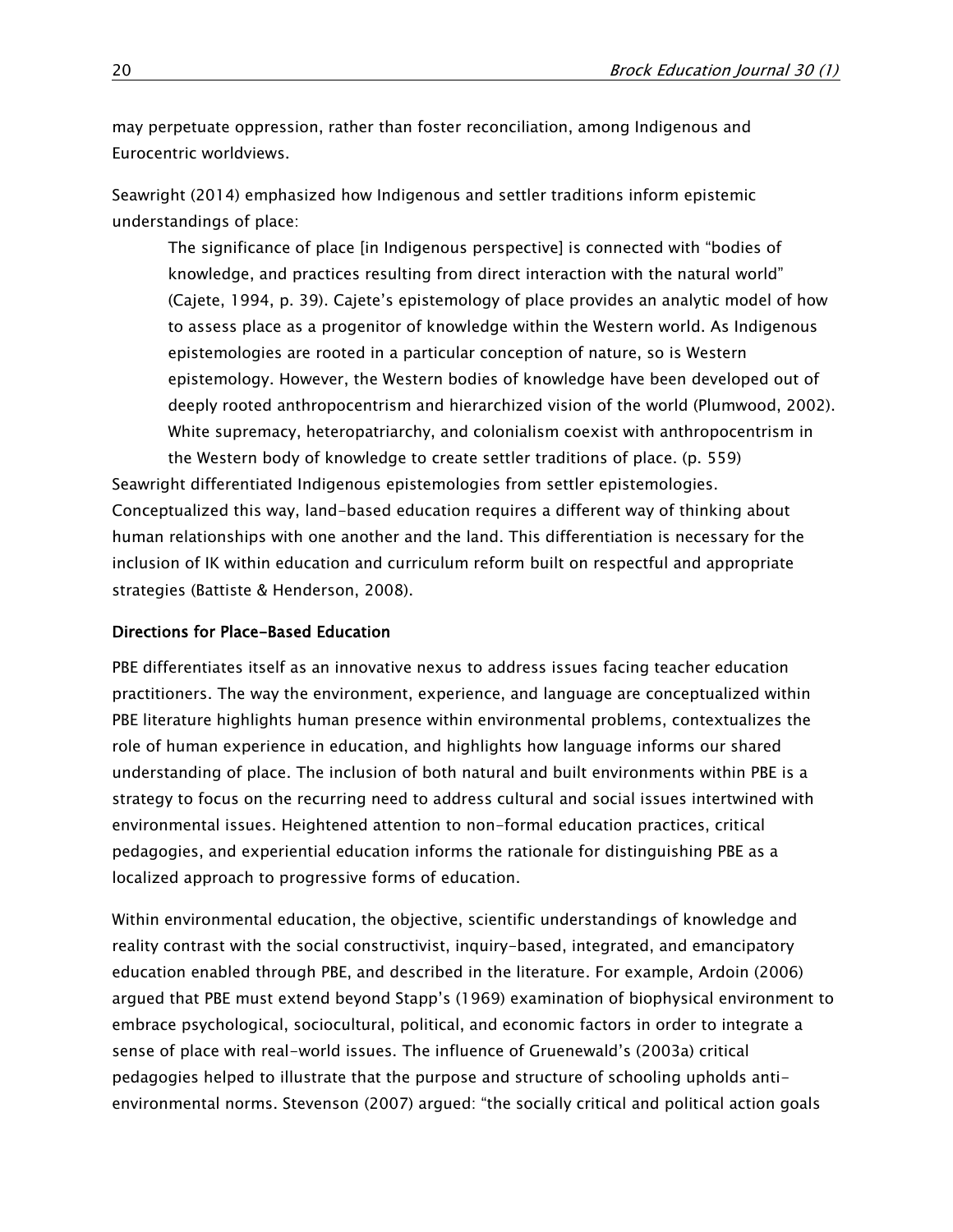may perpetuate oppression, rather than foster reconciliation, among Indigenous and Eurocentric worldviews.

Seawright (2014) emphasized how Indigenous and settler traditions inform epistemic understandings of place:

> The significance of place [in Indigenous perspective] is connected with "bodies of knowledge, and practices resulting from direct interaction with the natural world" (Cajete, 1994, p. 39). Cajete's epistemology of place provides an analytic model of how to assess place as a progenitor of knowledge within the Western world. As Indigenous epistemologies are rooted in a particular conception of nature, so is Western epistemology. However, the Western bodies of knowledge have been developed out of deeply rooted anthropocentrism and hierarchized vision of the world (Plumwood, 2002). White supremacy, heteropatriarchy, and colonialism coexist with anthropocentrism in the Western body of knowledge to create settler traditions of place. (p. 559)

Seawright differentiated Indigenous epistemologies from settler epistemologies. Conceptualized this way, land-based education requires a different way of thinking about human relationships with one another and the land. This differentiation is necessary for the inclusion of IK within education and curriculum reform built on respectful and appropriate strategies (Battiste & Henderson, 2008).

### Directions for Place-Based Education

PBE differentiates itself as an innovative nexus to address issues facing teacher education practitioners. The way the environment, experience, and language are conceptualized within PBE literature highlights human presence within environmental problems, contextualizes the role of human experience in education, and highlights how language informs our shared understanding of place. The inclusion of both natural and built environments within PBE is a strategy to focus on the recurring need to address cultural and social issues intertwined with environmental issues. Heightened attention to non-formal education practices, critical pedagogies, and experiential education informs the rationale for distinguishing PBE as a localized approach to progressive forms of education.

Within environmental education, the objective, scientific understandings of knowledge and reality contrast with the social constructivist, inquiry-based, integrated, and emancipatory education enabled through PBE, and described in the literature. For example, Ardoin (2006) argued that PBE must extend beyond Stapp's (1969) examination of biophysical environment to embrace psychological, sociocultural, political, and economic factors in order to integrate a sense of place with real-world issues. The influence of Gruenewald's (2003a) critical pedagogies helped to illustrate that the purpose and structure of schooling upholds anti-environmental norms. Stevenson (2007) argued: "the socially critical and political action goals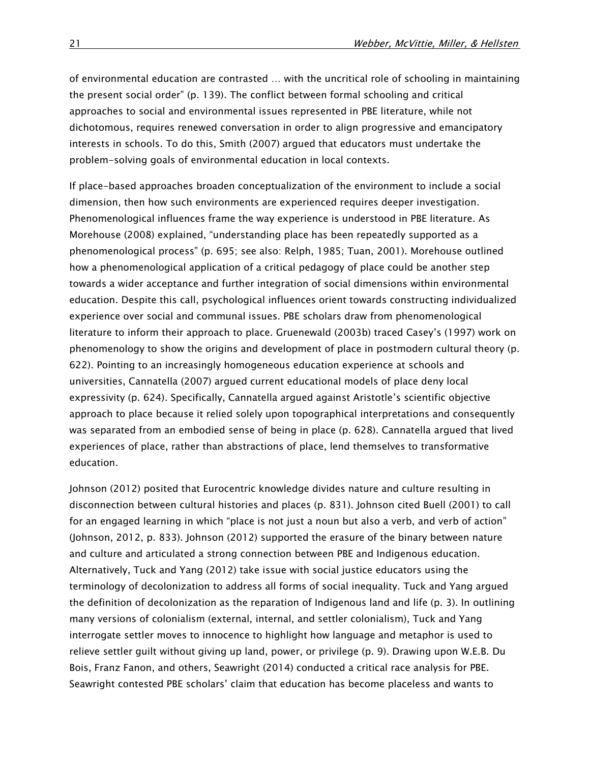of environmental education are contrasted … with the uncritical role of schooling in maintaining the present social order" (p. 139). The conflict between formal schooling and critical approaches to social and environmental issues represented in PBE literature, while not dichotomous, requires renewed conversation in order to align progressive and emancipatory interests in schools. To do this, Smith (2007) argued that educators must undertake the problem-solving goals of environmental education in local contexts.

If place-based approaches broaden conceptualization of the environment to include a social dimension, then how such environments are experienced requires deeper investigation. Phenomenological influences frame the way experience is understood in PBE literature. As Morehouse (2008) explained, "understanding place has been repeatedly supported as a phenomenological process" (p. 695; see also: Relph, 1985; Tuan, 2001). Morehouse outlined how a phenomenological application of a critical pedagogy of place could be another step towards a wider acceptance and further integration of social dimensions within environmental education. Despite this call, psychological influences orient towards constructing individualized experience over social and communal issues. PBE scholars draw from phenomenological literature to inform their approach to place. Gruenewald (2003b) traced Casey's (1997) work on phenomenology to show the origins and development of place in postmodern cultural theory (p. 622). Pointing to an increasingly homogeneous education experience at schools and universities, Cannatella (2007) argued current educational models of place deny local expressivity (p. 624). Specifically, Cannatella argued against Aristotle's scientific objective approach to place because it relied solely upon topographical interpretations and consequently was separated from an embodied sense of being in place (p. 628). Cannatella argued that lived experiences of place, rather than abstractions of place, lend themselves to transformative education.

Johnson (2012) posited that Eurocentric knowledge divides nature and culture resulting in disconnection between cultural histories and places (p. 831). Johnson cited Buell (2001) to call for an engaged learning in which "place is not just a noun but also a verb, and verb of action" (Johnson, 2012, p. 833). Johnson (2012) supported the erasure of the binary between nature and culture and articulated a strong connection between PBE and Indigenous education. Alternatively, Tuck and Yang (2012) take issue with social justice educators using the terminology of decolonization to address all forms of social inequality. Tuck and Yang argued the definition of decolonization as the reparation of Indigenous land and life (p. 3). In outlining many versions of colonialism (external, internal, and settler colonialism), Tuck and Yang interrogate settler moves to innocence to highlight how language and metaphor is used to relieve settler guilt without giving up land, power, or privilege (p. 9). Drawing upon W.E.B. Du Bois, Franz Fanon, and others, Seawright (2014) conducted a critical race analysis for PBE. Seawright contested PBE scholars' claim that education has become placeless and wants to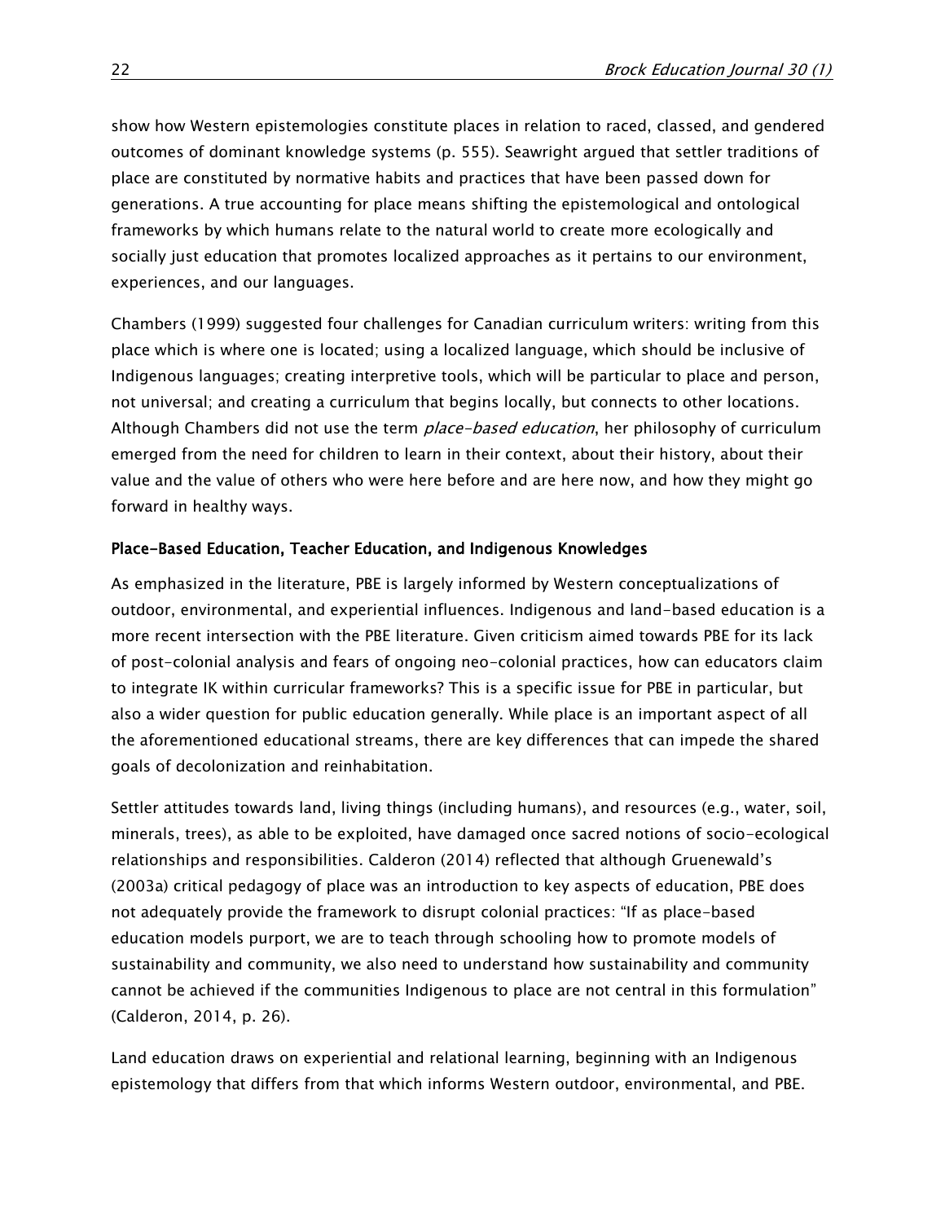show how Western epistemologies constitute places in relation to raced, classed, and gendered outcomes of dominant knowledge systems (p. 555). Seawright argued that settler traditions of place are constituted by normative habits and practices that have been passed down for generations. A true accounting for place means shifting the epistemological and ontological frameworks by which humans relate to the natural world to create more ecologically and socially just education that promotes localized approaches as it pertains to our environment, experiences, and our languages.

Chambers (1999) suggested four challenges for Canadian curriculum writers: writing from this place which is where one is located; using a localized language, which should be inclusive of Indigenous languages; creating interpretive tools, which will be particular to place and person, not universal; and creating a curriculum that begins locally, but connects to other locations. Although Chambers did not use the term *place-based education*, her philosophy of curriculum emerged from the need for children to learn in their context, about their history, about their value and the value of others who were here before and are here now, and how they might go forward in healthy ways.

### Place-Based Education, Teacher Education, and Indigenous Knowledges

As emphasized in the literature, PBE is largely informed by Western conceptualizations of outdoor, environmental, and experiential influences. Indigenous and land-based education is a more recent intersection with the PBE literature. Given criticism aimed towards PBE for its lack of post-colonial analysis and fears of ongoing neo-colonial practices, how can educators claim to integrate IK within curricular frameworks? This is a specific issue for PBE in particular, but also a wider question for public education generally. While place is an important aspect of all the aforementioned educational streams, there are key differences that can impede the shared goals of decolonization and reinhabitation.

Settler attitudes towards land, living things (including humans), and resources (e.g., water, soil, minerals, trees), as able to be exploited, have damaged once sacred notions of socio-ecological relationships and responsibilities. Calderon (2014) reflected that although Gruenewald's (2003a) critical pedagogy of place was an introduction to key aspects of education, PBE does not adequately provide the framework to disrupt colonial practices: "If as place-based education models purport, we are to teach through schooling how to promote models of sustainability and community, we also need to understand how sustainability and community cannot be achieved if the communities Indigenous to place are not central in this formulation" (Calderon, 2014, p. 26).

Land education draws on experiential and relational learning, beginning with an Indigenous epistemology that differs from that which informs Western outdoor, environmental, and PBE.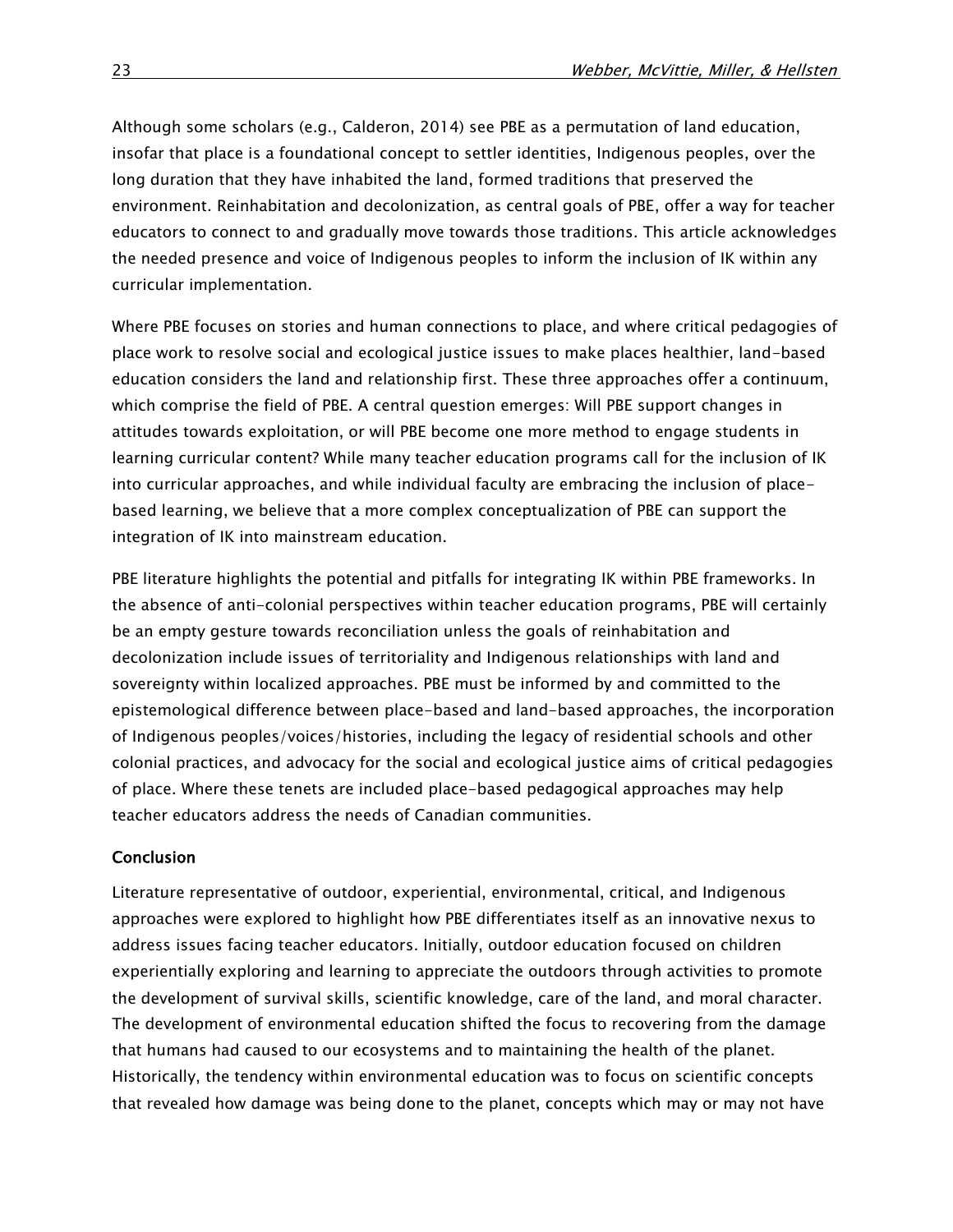Although some scholars (e.g., Calderon, 2014) see PBE as a permutation of land education, insofar that place is a foundational concept to settler identities, Indigenous peoples, over the long duration that they have inhabited the land, formed traditions that preserved the environment. Reinhabitation and decolonization, as central goals of PBE, offer a way for teacher educators to connect to and gradually move towards those traditions. This article acknowledges the needed presence and voice of Indigenous peoples to inform the inclusion of IK within any curricular implementation.

Where PBE focuses on stories and human connections to place, and where critical pedagogies of place work to resolve social and ecological justice issues to make places healthier, land-based education considers the land and relationship first. These three approaches offer a continuum, which comprise the field of PBE. A central question emerges: Will PBE support changes in attitudes towards exploitation, or will PBE become one more method to engage students in learning curricular content? While many teacher education programs call for the inclusion of IK into curricular approaches, and while individual faculty are embracing the inclusion of place-based learning, we believe that a more complex conceptualization of PBE can support the integration of IK into mainstream education.

PBE literature highlights the potential and pitfalls for integrating IK within PBE frameworks. In the absence of anti-colonial perspectives within teacher education programs, PBE will certainly be an empty gesture towards reconciliation unless the goals of reinhabitation and decolonization include issues of territoriality and Indigenous relationships with land and sovereignty within localized approaches. PBE must be informed by and committed to the epistemological difference between place-based and land-based approaches, the incorporation of Indigenous peoples/voices/histories, including the legacy of residential schools and other colonial practices, and advocacy for the social and ecological justice aims of critical pedagogies of place. Where these tenets are included place-based pedagogical approaches may help teacher educators address the needs of Canadian communities.

## Conclusion

Literature representative of outdoor, experiential, environmental, critical, and Indigenous approaches were explored to highlight how PBE differentiates itself as an innovative nexus to address issues facing teacher educators. Initially, outdoor education focused on children experientially exploring and learning to appreciate the outdoors through activities to promote the development of survival skills, scientific knowledge, care of the land, and moral character. The development of environmental education shifted the focus to recovering from the damage that humans had caused to our ecosystems and to maintaining the health of the planet. Historically, the tendency within environmental education was to focus on scientific concepts that revealed how damage was being done to the planet, concepts which may or may not have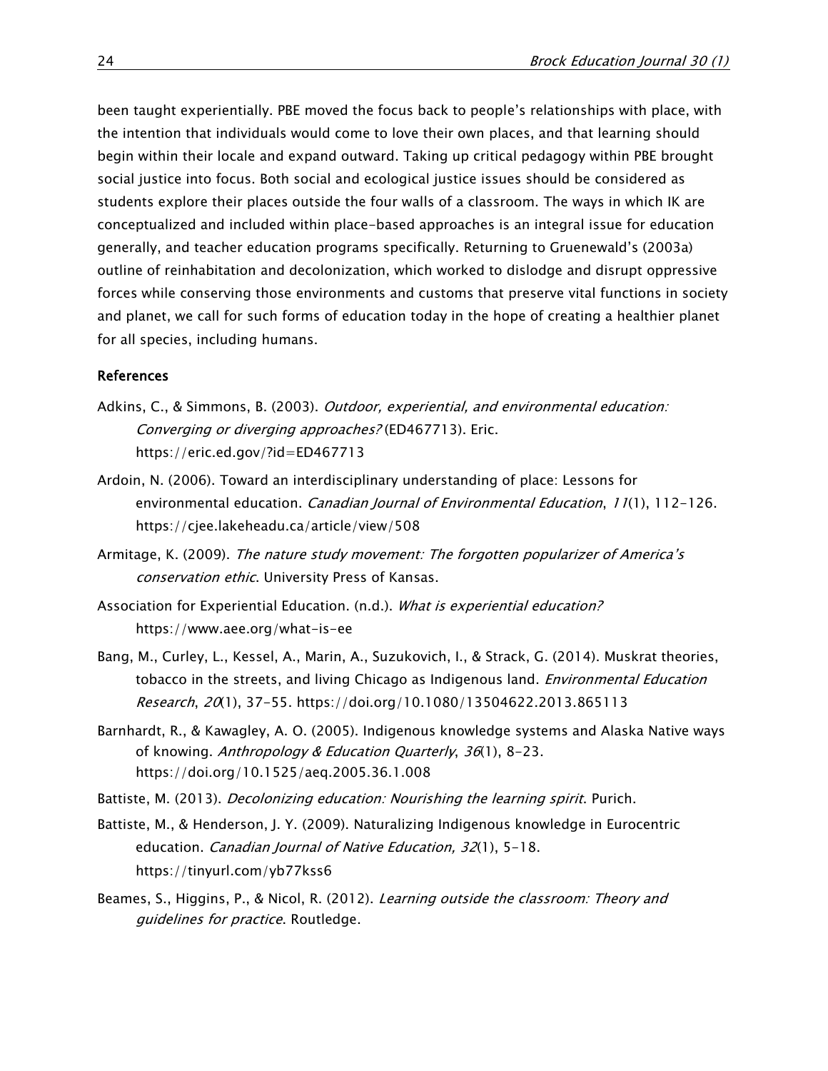been taught experientially. PBE moved the focus back to people's relationships with place, with the intention that individuals would come to love their own places, and that learning should begin within their locale and expand outward. Taking up critical pedagogy within PBE brought social justice into focus. Both social and ecological justice issues should be considered as students explore their places outside the four walls of a classroom. The ways in which IK are conceptualized and included within place-based approaches is an integral issue for education generally, and teacher education programs specifically. Returning to Gruenewald's (2003a) outline of reinhabitation and decolonization, which worked to dislodge and disrupt oppressive forces while conserving those environments and customs that preserve vital functions in society and planet, we call for such forms of education today in the hope of creating a healthier planet for all species, including humans.

## References

Adkins, C., & Simmons, B. (2003). *Outdoor, experiential, and environmental education: Converging or diverging approaches?* (ED467713). Eric. https://eric.ed.gov/?id=ED467713

Ardoin, N. (2006). Toward an interdisciplinary understanding of place: Lessons for environmental education. *Canadian Journal of Environmental Education*, *11*(1), 112–126. https://cjee.lakeheadu.ca/article/view/508

Armitage, K. (2009). *The nature study movement: The forgotten popularizer of America's conservation ethic*. University Press of Kansas.

Association for Experiential Education. (n.d.). *What is experiential education?* https://www.aee.org/what-is-ee

Bang, M., Curley, L., Kessel, A., Marin, A., Suzukovich, I., & Strack, G. (2014). Muskrat theories, tobacco in the streets, and living Chicago as Indigenous land. *Environmental Education Research*, *20*(1), 37–55. https://doi.org/10.1080/13504622.2013.865113

Barnhardt, R., & Kawagley, A. O. (2005). Indigenous knowledge systems and Alaska Native ways of knowing. *Anthropology & Education Quarterly*, *36*(1), 8–23. https://doi.org/10.1525/aeq.2005.36.1.008

Battiste, M. (2013). *Decolonizing education: Nourishing the learning spirit*. Purich.

Battiste, M., & Henderson, J. Y. (2009). Naturalizing Indigenous knowledge in Eurocentric education. *Canadian Journal of Native Education, 32*(1), 5–18. https://tinyurl.com/yb77kss6

Beames, S., Higgins, P., & Nicol, R. (2012). *Learning outside the classroom: Theory and guidelines for practice*. Routledge.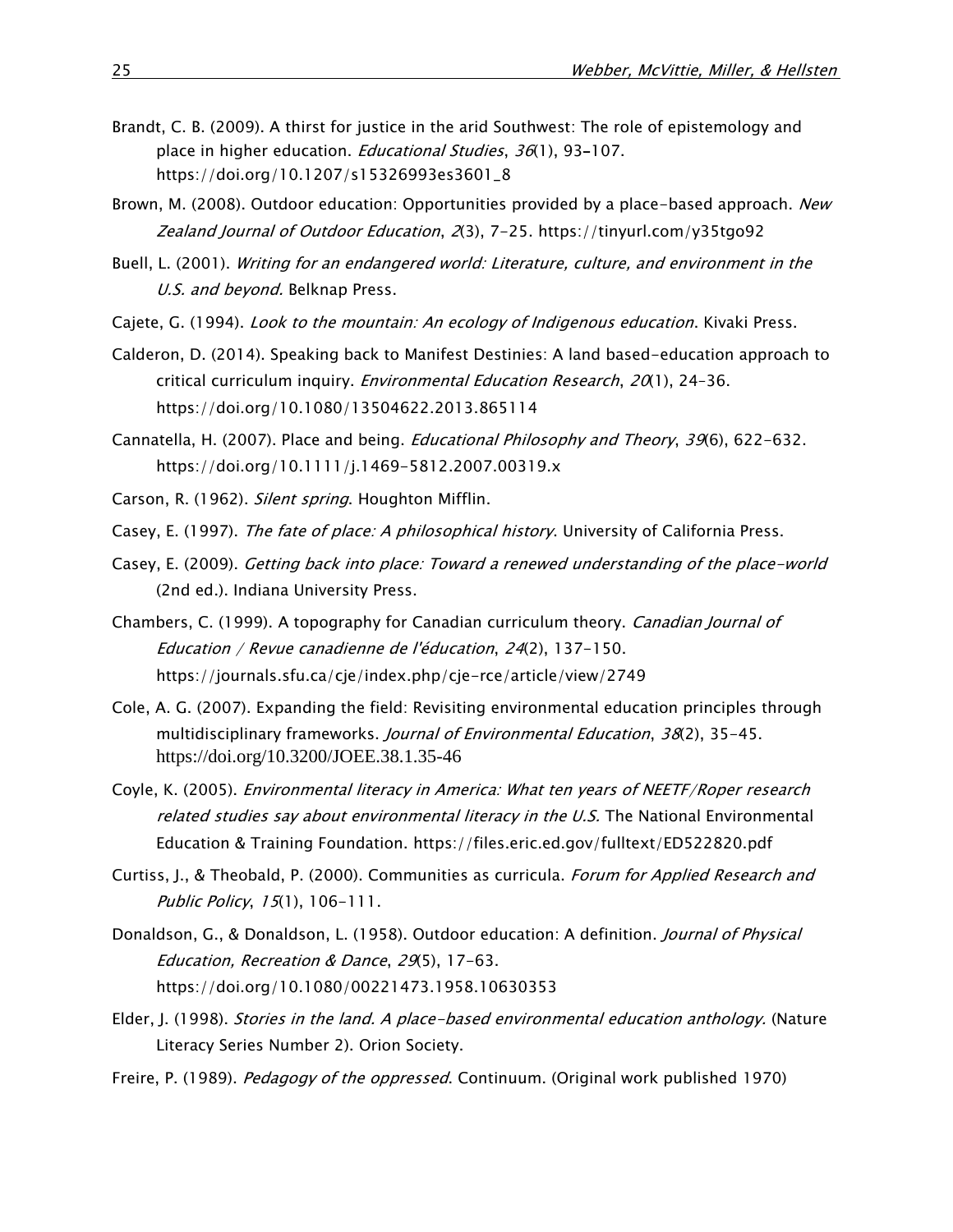Brandt, C. B. (2009). A thirst for justice in the arid Southwest: The role of epistemology and place in higher education. *Educational Studies*, *36*(1), 93–107. https://doi.org/10.1207/s15326993es3601_8

Brown, M. (2008). Outdoor education: Opportunities provided by a place-based approach. *New Zealand Journal of Outdoor Education*, *2*(3), 7–25. https://tinyurl.com/y35tgo92

Buell, L. (2001). *Writing for an endangered world: Literature, culture, and environment in the U.S. and beyond.* Belknap Press.

Cajete, G. (1994). *Look to the mountain: An ecology of Indigenous education*. Kivaki Press.

Calderon, D. (2014). Speaking back to Manifest Destinies: A land based-education approach to critical curriculum inquiry. *Environmental Education Research*, *20*(1), 24–36. https://doi.org/10.1080/13504622.2013.865114

Cannatella, H. (2007). Place and being. *Educational Philosophy and Theory*, *39*(6), 622–632. https://doi.org/10.1111/j.1469-5812.2007.00319.x

Carson, R. (1962). *Silent spring*. Houghton Mifflin.

Casey, E. (1997). *The fate of place: A philosophical history*. University of California Press.

Casey, E. (2009). *Getting back into place: Toward a renewed understanding of the place-world* (2nd ed.). Indiana University Press.

Chambers, C. (1999). A topography for Canadian curriculum theory. *Canadian Journal of Education / Revue canadienne de l'éducation*, *24*(2), 137–150. https://journals.sfu.ca/cje/index.php/cje-rce/article/view/2749

Cole, A. G. (2007). Expanding the field: Revisiting environmental education principles through multidisciplinary frameworks. *Journal of Environmental Education*, *38*(2), 35–45. https://doi.org/10.3200/JOEE.38.1.35-46

Coyle, K. (2005). *Environmental literacy in America: What ten years of NEETF/Roper research related studies say about environmental literacy in the U.S.* The National Environmental Education & Training Foundation. https://files.eric.ed.gov/fulltext/ED522820.pdf

Curtiss, J., & Theobald, P. (2000). Communities as curricula. *Forum for Applied Research and Public Policy*, *15*(1), 106–111.

Donaldson, G., & Donaldson, L. (1958). Outdoor education: A definition. *Journal of Physical Education, Recreation & Dance*, *29*(5), 17–63. https://doi.org/10.1080/00221473.1958.10630353

Elder, J. (1998). *Stories in the land. A place-based environmental education anthology.* (Nature Literacy Series Number 2). Orion Society.

Freire, P. (1989). *Pedagogy of the oppressed*. Continuum. (Original work published 1970)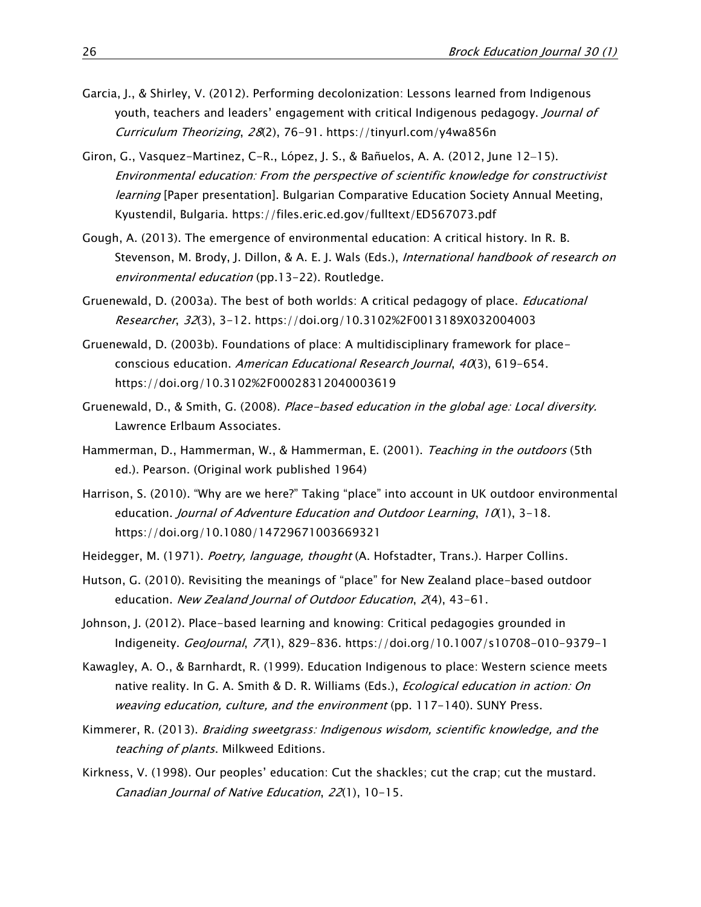Garcia, J., & Shirley, V. (2012). Performing decolonization: Lessons learned from Indigenous youth, teachers and leaders' engagement with critical Indigenous pedagogy. *Journal of Curriculum Theorizing*, *28*(2), 76–91. https://tinyurl.com/y4wa856n

Giron, G., Vasquez-Martinez, C-R., López, J. S., & Bañuelos, A. A. (2012, June 12–15). *Environmental education: From the perspective of scientific knowledge for constructivist learning* [Paper presentation]. Bulgarian Comparative Education Society Annual Meeting, Kyustendil, Bulgaria. https://files.eric.ed.gov/fulltext/ED567073.pdf

Gough, A. (2013). The emergence of environmental education: A critical history. In R. B. Stevenson, M. Brody, J. Dillon, & A. E. J. Wals (Eds.), *International handbook of research on environmental education* (pp.13–22). Routledge.

Gruenewald, D. (2003a). The best of both worlds: A critical pedagogy of place. *Educational Researcher*, *32*(3), 3–12. https://doi.org/10.3102%2F0013189X032004003

Gruenewald, D. (2003b). Foundations of place: A multidisciplinary framework for place-conscious education. *American Educational Research Journal*, *40*(3), 619–654. https://doi.org/10.3102%2F00028312040003619

Gruenewald, D., & Smith, G. (2008). *Place-based education in the global age: Local diversity.* Lawrence Erlbaum Associates.

Hammerman, D., Hammerman, W., & Hammerman, E. (2001). *Teaching in the outdoors* (5th ed.). Pearson. (Original work published 1964)

Harrison, S. (2010). "Why are we here?" Taking "place" into account in UK outdoor environmental education. *Journal of Adventure Education and Outdoor Learning*, *10*(1), 3–18. https://doi.org/10.1080/14729671003669321

Heidegger, M. (1971). *Poetry, language, thought* (A. Hofstadter, Trans.). Harper Collins.

Hutson, G. (2010). Revisiting the meanings of "place" for New Zealand place-based outdoor education. *New Zealand Journal of Outdoor Education*, *2*(4), 43–61.

Johnson, J. (2012). Place-based learning and knowing: Critical pedagogies grounded in Indigeneity. *GeoJournal*, *77*(1), 829–836. https://doi.org/10.1007/s10708-010-9379-1

Kawagley, A. O., & Barnhardt, R. (1999). Education Indigenous to place: Western science meets native reality. In G. A. Smith & D. R. Williams (Eds.), *Ecological education in action: On weaving education, culture, and the environment* (pp. 117–140). SUNY Press.

Kimmerer, R. (2013). *Braiding sweetgrass: Indigenous wisdom, scientific knowledge, and the teaching of plants*. Milkweed Editions.

Kirkness, V. (1998). Our peoples' education: Cut the shackles; cut the crap; cut the mustard. *Canadian Journal of Native Education*, *22*(1), 10–15.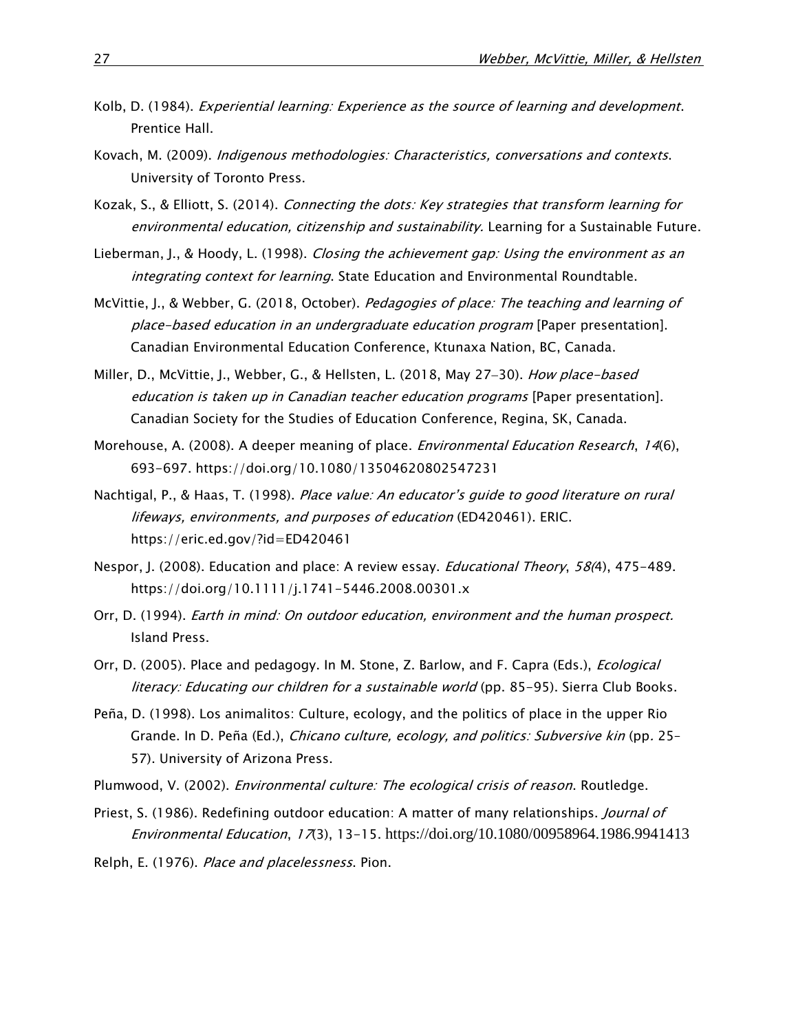Kolb, D. (1984). *Experiential learning: Experience as the source of learning and development*. Prentice Hall.

Kovach, M. (2009). *Indigenous methodologies: Characteristics, conversations and contexts*. University of Toronto Press.

Kozak, S., & Elliott, S. (2014). *Connecting the dots: Key strategies that transform learning for environmental education, citizenship and sustainability.* Learning for a Sustainable Future.

Lieberman, J., & Hoody, L. (1998). *Closing the achievement gap: Using the environment as an integrating context for learning*. State Education and Environmental Roundtable.

McVittie, J., & Webber, G. (2018, October). *Pedagogies of place: The teaching and learning of place-based education in an undergraduate education program* [Paper presentation]. Canadian Environmental Education Conference, Ktunaxa Nation, BC, Canada.

Miller, D., McVittie, J., Webber, G., & Hellsten, L. (2018, May 27–30). *How place-based education is taken up in Canadian teacher education programs* [Paper presentation]. Canadian Society for the Studies of Education Conference, Regina, SK, Canada.

Morehouse, A. (2008). A deeper meaning of place. *Environmental Education Research*, *14*(6), 693-697. https://doi.org/10.1080/13504620802547231

Nachtigal, P., & Haas, T. (1998). *Place value: An educator's guide to good literature on rural lifeways, environments, and purposes of education* (ED420461). ERIC. https://eric.ed.gov/?id=ED420461

Nespor, J. (2008). Education and place: A review essay. *Educational Theory*, *58(*4), 475-489. https://doi.org/10.1111/j.1741-5446.2008.00301.x

Orr, D. (1994). *Earth in mind: On outdoor education, environment and the human prospect.* Island Press.

Orr, D. (2005). Place and pedagogy. In M. Stone, Z. Barlow, and F. Capra (Eds.), *Ecological literacy: Educating our children for a sustainable world* (pp. 85-95). Sierra Club Books.

Peña, D. (1998). Los animalitos: Culture, ecology, and the politics of place in the upper Rio Grande. In D. Peña (Ed.), *Chicano culture, ecology, and politics: Subversive kin* (pp. 25-57). University of Arizona Press.

Plumwood, V. (2002). *Environmental culture: The ecological crisis of reason*. Routledge.

Priest, S. (1986). Redefining outdoor education: A matter of many relationships. *Journal of Environmental Education*, *17*(3), 13-15. https://doi.org/10.1080/00958964.1986.9941413

Relph, E. (1976). *Place and placelessness*. Pion.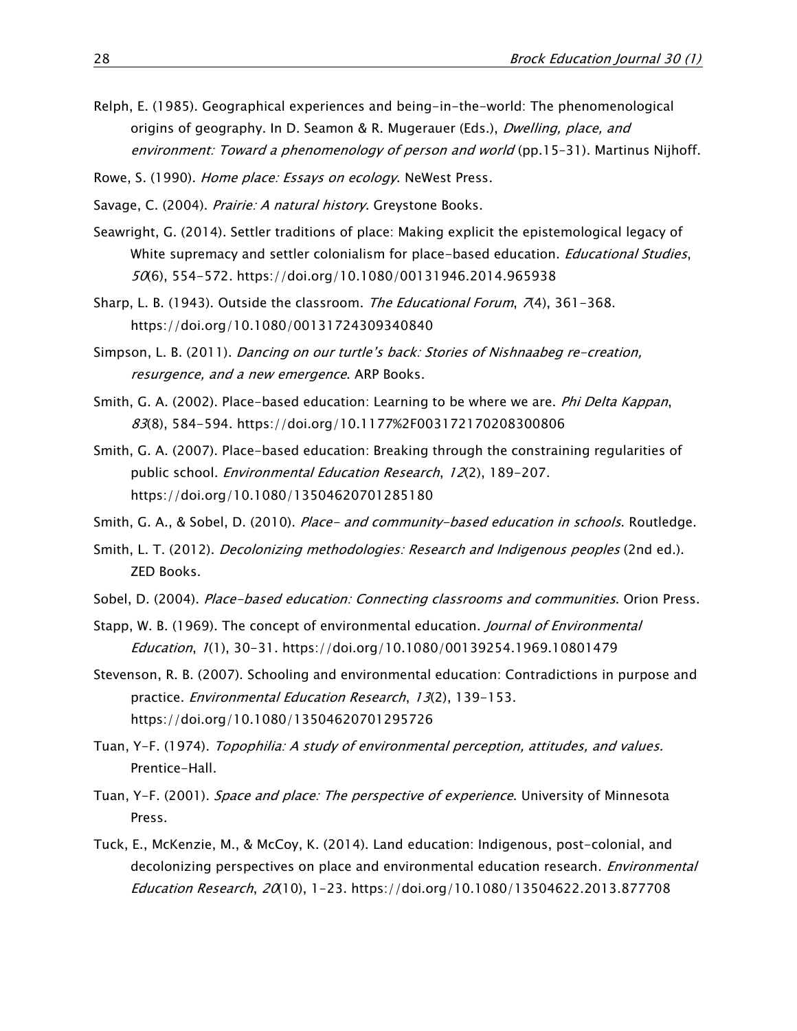Relph, E. (1985). Geographical experiences and being-in-the-world: The phenomenological origins of geography. In D. Seamon & R. Mugerauer (Eds.), *Dwelling, place, and environment: Toward a phenomenology of person and world* (pp.15–31). Martinus Nijhoff.

Rowe, S. (1990). *Home place: Essays on ecology*. NeWest Press.

Savage, C. (2004). *Prairie: A natural history*. Greystone Books.

Seawright, G. (2014). Settler traditions of place: Making explicit the epistemological legacy of White supremacy and settler colonialism for place-based education. *Educational Studies*, *50*(6), 554-572. https://doi.org/10.1080/00131946.2014.965938

Sharp, L. B. (1943). Outside the classroom. *The Educational Forum*, *7*(4), 361-368. https://doi.org/10.1080/00131724309340840

Simpson, L. B. (2011). *Dancing on our turtle's back: Stories of Nishnaabeg re-creation, resurgence, and a new emergence*. ARP Books.

Smith, G. A. (2002). Place-based education: Learning to be where we are. *Phi Delta Kappan*, *83*(8), 584-594. https://doi.org/10.1177%2F003172170208300806

Smith, G. A. (2007). Place-based education: Breaking through the constraining regularities of public school. *Environmental Education Research*, *12*(2), 189–207. https://doi.org/10.1080/13504620701285180

Smith, G. A., & Sobel, D. (2010). *Place- and community-based education in schools*. Routledge.

Smith, L. T. (2012). *Decolonizing methodologies: Research and Indigenous peoples* (2nd ed.). ZED Books.

Sobel, D. (2004). *Place-based education: Connecting classrooms and communities*. Orion Press.

Stapp, W. B. (1969). The concept of environmental education. *Journal of Environmental Education*, *1*(1), 30-31. https://doi.org/10.1080/00139254.1969.10801479

Stevenson, R. B. (2007). Schooling and environmental education: Contradictions in purpose and practice. *Environmental Education Research*, *13*(2), 139-153. https://doi.org/10.1080/13504620701295726

Tuan, Y-F. (1974). *Topophilia: A study of environmental perception, attitudes, and values.* Prentice-Hall.

Tuan, Y-F. (2001). *Space and place: The perspective of experience*. University of Minnesota Press.

Tuck, E., McKenzie, M., & McCoy, K. (2014). Land education: Indigenous, post-colonial, and decolonizing perspectives on place and environmental education research. *Environmental Education Research*, *20*(10), 1-23. https://doi.org/10.1080/13504622.2013.877708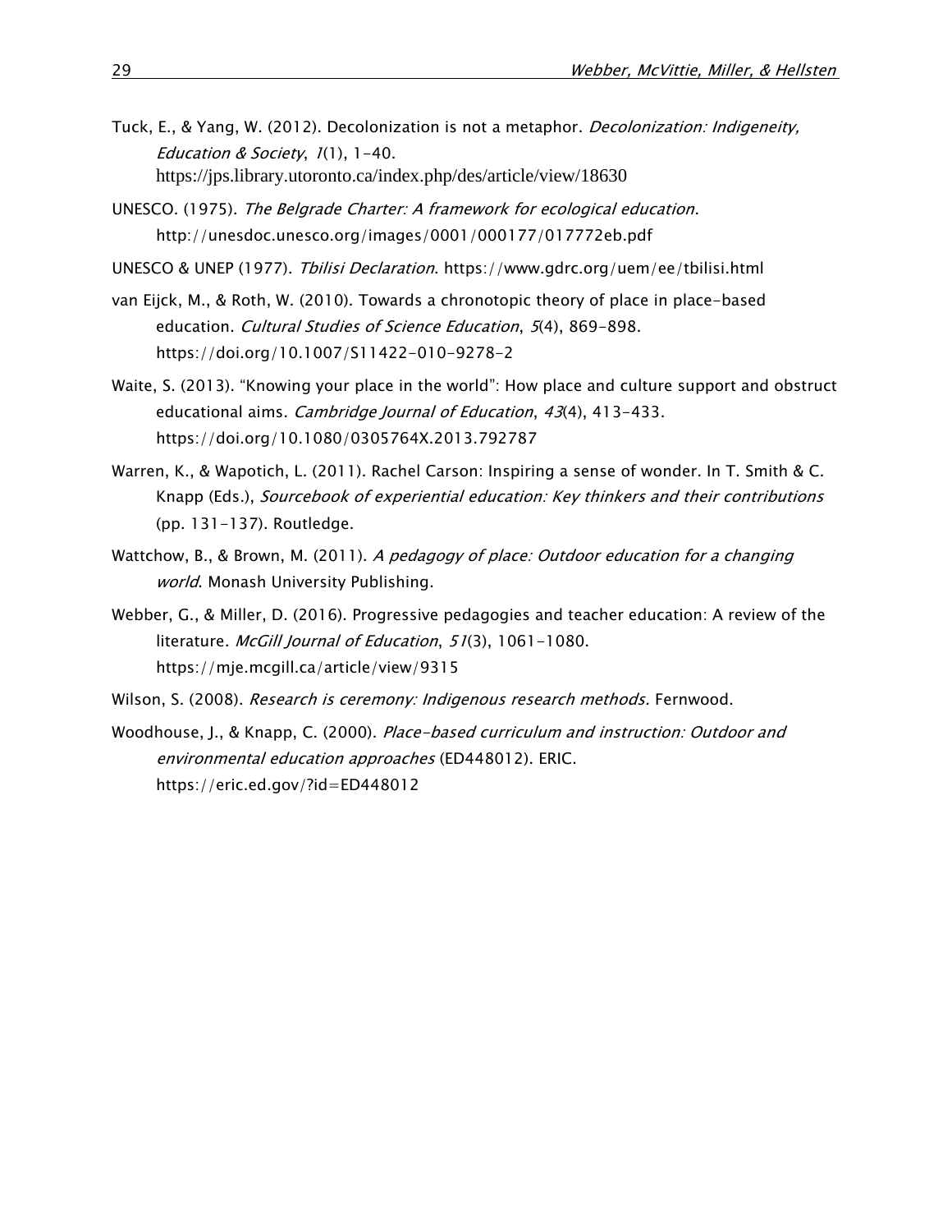Tuck, E., & Yang, W. (2012). Decolonization is not a metaphor. *Decolonization: Indigeneity, Education & Society*, *1*(1), 1-40. https://jps.library.utoronto.ca/index.php/des/article/view/18630

UNESCO. (1975). *The Belgrade Charter: A framework for ecological education*. http://unesdoc.unesco.org/images/0001/000177/017772eb.pdf

UNESCO & UNEP (1977). *Tbilisi Declaration*. https://www.gdrc.org/uem/ee/tbilisi.html

van Eijck, M., & Roth, W. (2010). Towards a chronotopic theory of place in place-based education. *Cultural Studies of Science Education*, *5*(4), 869-898. https://doi.org/10.1007/S11422-010-9278-2

Waite, S. (2013). "Knowing your place in the world": How place and culture support and obstruct educational aims. *Cambridge Journal of Education*, *43*(4), 413-433. https://doi.org/10.1080/0305764X.2013.792787

Warren, K., & Wapotich, L. (2011). Rachel Carson: Inspiring a sense of wonder. In T. Smith & C. Knapp (Eds.), *Sourcebook of experiential education: Key thinkers and their contributions* (pp. 131-137). Routledge.

Wattchow, B., & Brown, M. (2011). *A pedagogy of place: Outdoor education for a changing world*. Monash University Publishing.

Webber, G., & Miller, D. (2016). Progressive pedagogies and teacher education: A review of the literature. *McGill Journal of Education*, *51*(3), 1061-1080. https://mje.mcgill.ca/article/view/9315

Wilson, S. (2008). *Research is ceremony: Indigenous research methods.* Fernwood.

Woodhouse, J., & Knapp, C. (2000). *Place-based curriculum and instruction: Outdoor and environmental education approaches* (ED448012). ERIC. https://eric.ed.gov/?id=ED448012